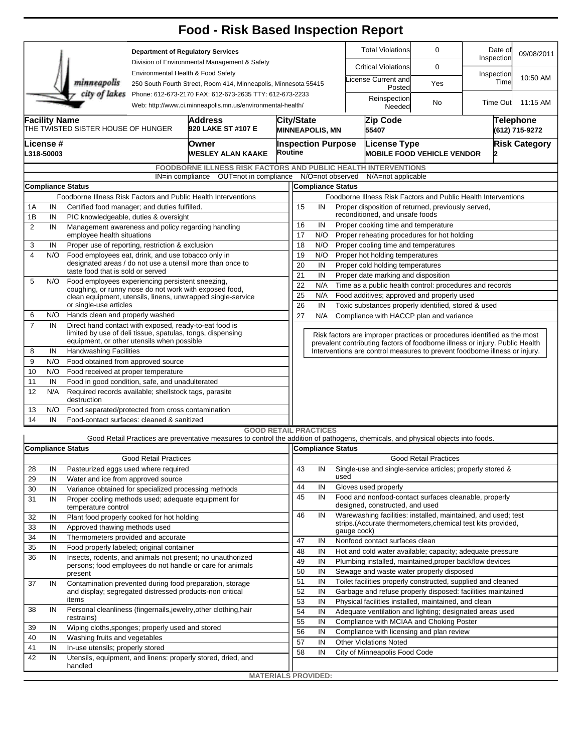# Food - Risk Based Inspection Report

**Department of Regulatory Services**
Division of Environmental Management & Safety
Environmental Health & Food Safety
250 South Fourth Street, Room 414, Minneapolis, Minnesota 55415
Phone: 612-673-2170 FAX: 612-673-2635 TTY: 612-673-2233
Web: http://www.ci.minneapolis.mn.us/environmental-health/

| | | | |
|---|---|---|---|
| Total Violations | 0 | Date of Inspection | 09/08/2011 |
| Critical Violations | 0 | Inspection Time | 10:50 AM |
| License Current and Posted | Yes | | |
| Reinspection Needed | No | Time Out | 11:15 AM |

| Facility Name | Address | City/State | Zip Code | Telephone |
|---|---|---|---|---|
| THE TWISTED SISTER HOUSE OF HUNGER | 920 LAKE ST #107 E | MINNEAPOLIS, MN | 55407 | (612) 715-9272 |

| License # | Owner | Inspection Purpose | License Type | Risk Category |
|---|---|---|---|---|
| L318-50003 | WESLEY ALAN KAAKE | Routine | MOBILE FOOD VEHICLE VENDOR | 2 |

## FOODBORNE ILLNESS RISK FACTORS AND PUBLIC HEALTH INTERVENTIONS

IN=in compliance OUT=not in compliance N/O=not observed N/A=not applicable

**Compliance Status** — Foodborne Illness Risk Factors and Public Health Interventions

| # | Status | Item |
|---|---|---|
| 1A | IN | Certified food manager; and duties fulfilled. |
| 1B | IN | PIC knowledgeable, duties & oversight |
| 2 | IN | Management awareness and policy regarding handling employee health situations |
| 3 | IN | Proper use of reporting, restriction & exclusion |
| 4 | N/O | Food employees eat, drink, and use tobacco only in designated areas / do not use a utensil more than once to taste food that is sold or served |
| 5 | N/O | Food employees experiencing persistent sneezing, coughing, or runny nose do not work with exposed food, clean equipment, utensils, linens, unwrapped single-service or single-use articles |
| 6 | N/O | Hands clean and properly washed |
| 7 | IN | Direct hand contact with exposed, ready-to-eat food is limited by use of deli tissue, spatulas, tongs, dispensing equipment, or other utensils when possible |
| 8 | IN | Handwashing Facilities |
| 9 | N/O | Food obtained from approved source |
| 10 | N/O | Food received at proper temperature |
| 11 | IN | Food in good condition, safe, and unadulterated |
| 12 | N/A | Required records available; shellstock tags, parasite destruction |
| 13 | N/O | Food separated/protected from cross contamination |
| 14 | IN | Food-contact surfaces: cleaned & sanitized |
| 15 | IN | Proper disposition of returned, previously served, reconditioned, and unsafe foods |
| 16 | IN | Proper cooking time and temperature |
| 17 | N/O | Proper reheating procedures for hot holding |
| 18 | N/O | Proper cooling time and temperatures |
| 19 | N/O | Proper hot holding temperatures |
| 20 | IN | Proper cold holding temperatures |
| 21 | IN | Proper date marking and disposition |
| 22 | N/A | Time as a public health control: procedures and records |
| 25 | N/A | Food additives; approved and properly used |
| 26 | IN | Toxic substances properly identified, stored & used |
| 27 | N/A | Compliance with HACCP plan and variance |

Risk factors are improper practices or procedures identified as the most prevalent contributing factors of foodborne illness or injury. Public Health Interventions are control measures to prevent foodborne illness or injury.

## GOOD RETAIL PRACTICES

Good Retail Practices are preventative measures to control the addition of pathogens, chemicals, and physical objects into foods.

**Compliance Status** — Good Retail Practices

| # | Status | Item |
|---|---|---|
| 28 | IN | Pasteurized eggs used where required |
| 29 | IN | Water and ice from approved source |
| 30 | IN | Variance obtained for specialized processing methods |
| 31 | IN | Proper cooling methods used; adequate equipment for temperature control |
| 32 | IN | Plant food properly cooked for hot holding |
| 33 | IN | Approved thawing methods used |
| 34 | IN | Thermometers provided and accurate |
| 35 | IN | Food properly labeled; original container |
| 36 | IN | Insects, rodents, and animals not present; no unauthorized persons; food employees do not handle or care for animals present |
| 37 | IN | Contamination prevented during food preparation, storage and display; segregated distressed products-non critical items |
| 38 | IN | Personal cleanliness (fingernails,jewelry,other clothing,hair restrains) |
| 39 | IN | Wiping cloths,sponges; properly used and stored |
| 40 | IN | Washing fruits and vegetables |
| 41 | IN | In-use utensils; properly stored |
| 42 | IN | Utensils, equipment, and linens: properly stored, dried, and handled |
| 43 | IN | Single-use and single-service articles; properly stored & used |
| 44 | IN | Gloves used properly |
| 45 | IN | Food and nonfood-contact surfaces cleanable, properly designed, constructed, and used |
| 46 | IN | Warewashing facilities: installed, maintained, and used; test strips.(Accurate thermometers,chemical test kits provided, gauge cock) |
| 47 | IN | Nonfood contact surfaces clean |
| 48 | IN | Hot and cold water available; capacity; adequate pressure |
| 49 | IN | Plumbing installed, maintained,proper backflow devices |
| 50 | IN | Sewage and waste water properly disposed |
| 51 | IN | Toilet facilities properly constructed, supplied and cleaned |
| 52 | IN | Garbage and refuse properly disposed: facilities maintained |
| 53 | IN | Physical facilities installed, maintained, and clean |
| 54 | IN | Adequate ventilation and lighting; designated areas used |
| 55 | IN | Compliance with MCIAA and Choking Poster |
| 56 | IN | Compliance with licensing and plan review |
| 57 | IN | Other Violations Noted |
| 58 | IN | City of Minneapolis Food Code |

**MATERIALS PROVIDED:**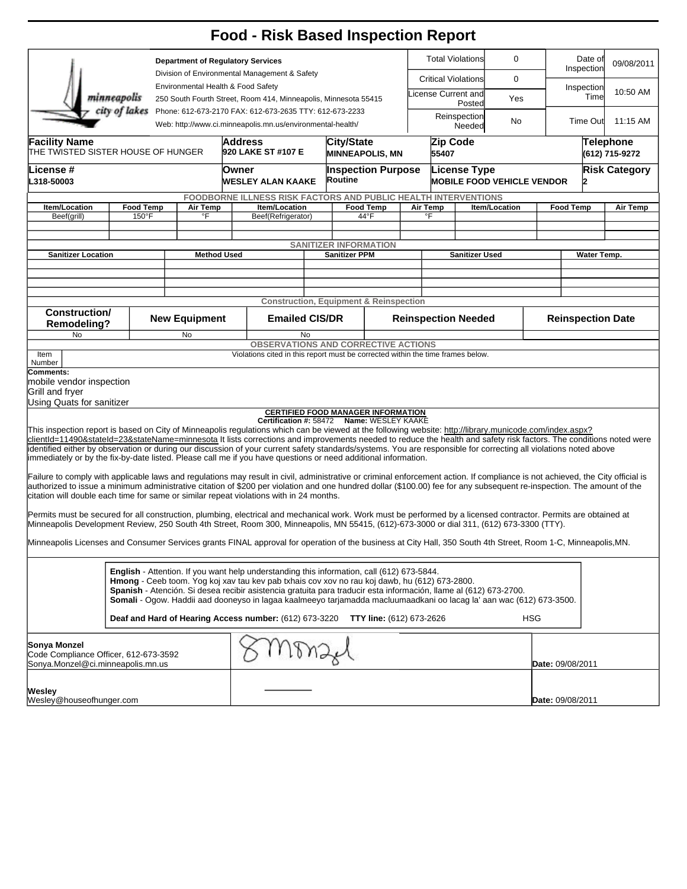# Food - Risk Based Inspection Report

| | | | | | |
|---|---|---|---|---|---|
| **Department of Regulatory Services**<br>Division of Environmental Management & Safety<br>Environmental Health & Food Safety<br>250 South Fourth Street, Room 414, Minneapolis, Minnesota 55415<br>Phone: 612-673-2170 FAX: 612-673-2635 TTY: 612-673-2233<br>Web: http://www.ci.minneapolis.mn.us/environmental-health/ | Total Violations | 0 | | Date of Inspection | 09/08/2011 |
| | Critical Violations | 0 | | Inspection Time | 10:50 AM |
| | License Current and Posted | Yes | | | |
| | Reinspection Needed | No | | Time Out | 11:15 AM |

| Facility Name | Address | City/State | Zip Code | Telephone |
|---|---|---|---|---|
| THE TWISTED SISTER HOUSE OF HUNGER | 920 LAKE ST #107 E | MINNEAPOLIS, MN | 55407 | (612) 715-9272 |

| License # | Owner | Inspection Purpose | License Type | Risk Category |
|---|---|---|---|---|
| L318-50003 | WESLEY ALAN KAAKE | Routine | MOBILE FOOD VEHICLE VENDOR | 2 |

## FOODBORNE ILLNESS RISK FACTORS AND PUBLIC HEALTH INTERVENTIONS

| Item/Location | Food Temp | Air Temp | Item/Location | Food Temp | Air Temp | Item/Location | Food Temp | Air Temp |
|---|---|---|---|---|---|---|---|---|
| Beef(grill) | 150°F | °F | Beef(Refrigerator) | 44°F | °F | | | |
| | | | | | | | | |
| | | | | | | | | |

## SANITIZER INFORMATION

| Sanitizer Location | Method Used | Sanitizer PPM | Sanitizer Used | Water Temp. |
|---|---|---|---|---|
| | | | | |
| | | | | |
| | | | | |
| | | | | |

## Construction, Equipment & Reinspection

| Construction/ Remodeling? | New Equipment | Emailed CIS/DR | Reinspection Needed | Reinspection Date |
|---|---|---|---|---|
| No | No | No | | |

## OBSERVATIONS AND CORRECTIVE ACTIONS

| Item Number | |
|---|---|
| | Violations cited in this report must be corrected within the time frames below. |

**Comments:**
mobile vendor inspection
Grill and fryer
Using Quats for sanitizer

**CERTIFIED FOOD MANAGER INFORMATION**
**Certification #:** 58472 **Name:** WESLEY KAAKE

This inspection report is based on City of Minneapolis regulations which can be viewed at the following website: http://library.municode.com/index.aspx?clientId=11490&stateId=23&stateName=minnesota It lists corrections and improvements needed to reduce the health and safety risk factors. The conditions noted were identified either by observation or during our discussion of your current safety standards/systems. You are responsible for correcting all violations noted above immediately or by the fix-by-date listed. Please call me if you have questions or need additional information.

Failure to comply with applicable laws and regulations may result in civil, administrative or criminal enforcement action. If compliance is not achieved, the City official is authorized to issue a minimum administrative citation of $200 per violation and one hundred dollar ($100.00) fee for any subsequent re-inspection. The amount of the citation will double each time for same or similar repeat violations with in 24 months.

Permits must be secured for all construction, plumbing, electrical and mechanical work. Work must be performed by a licensed contractor. Permits are obtained at Minneapolis Development Review, 250 South 4th Street, Room 300, Minneapolis, MN 55415, (612)-673-3000 or dial 311, (612) 673-3300 (TTY).

Minneapolis Licenses and Consumer Services grants FINAL approval for operation of the business at City Hall, 350 South 4th Street, Room 1-C, Minneapolis,MN.

**English** - Attention. If you want help understanding this information, call (612) 673-5844.
**Hmong** - Ceeb toom. Yog koj xav tau kev pab txhais cov xov no rau koj dawb, hu (612) 673-2800.
**Spanish** - Atención. Si desea recibir asistencia gratuita para traducir esta información, llame al (612) 673-2700.
**Somali** - Ogow. Haddii aad dooneyso in lagaa kaalmeeyo tarjamadda macluumaadkani oo lacag la' aan wac (612) 673-3500.

**Deaf and Hard of Hearing Access number:** (612) 673-3220 **TTY line:** (612) 673-2626 HSG

**Sonya Monzel**
Code Compliance Officer, 612-673-3592
Sonya.Monzel@ci.minneapolis.mn.us
SMonzel
**Date:** 09/08/2011

**Wesley**
Wesley@houseofhunger.com
**Date:** 09/08/2011